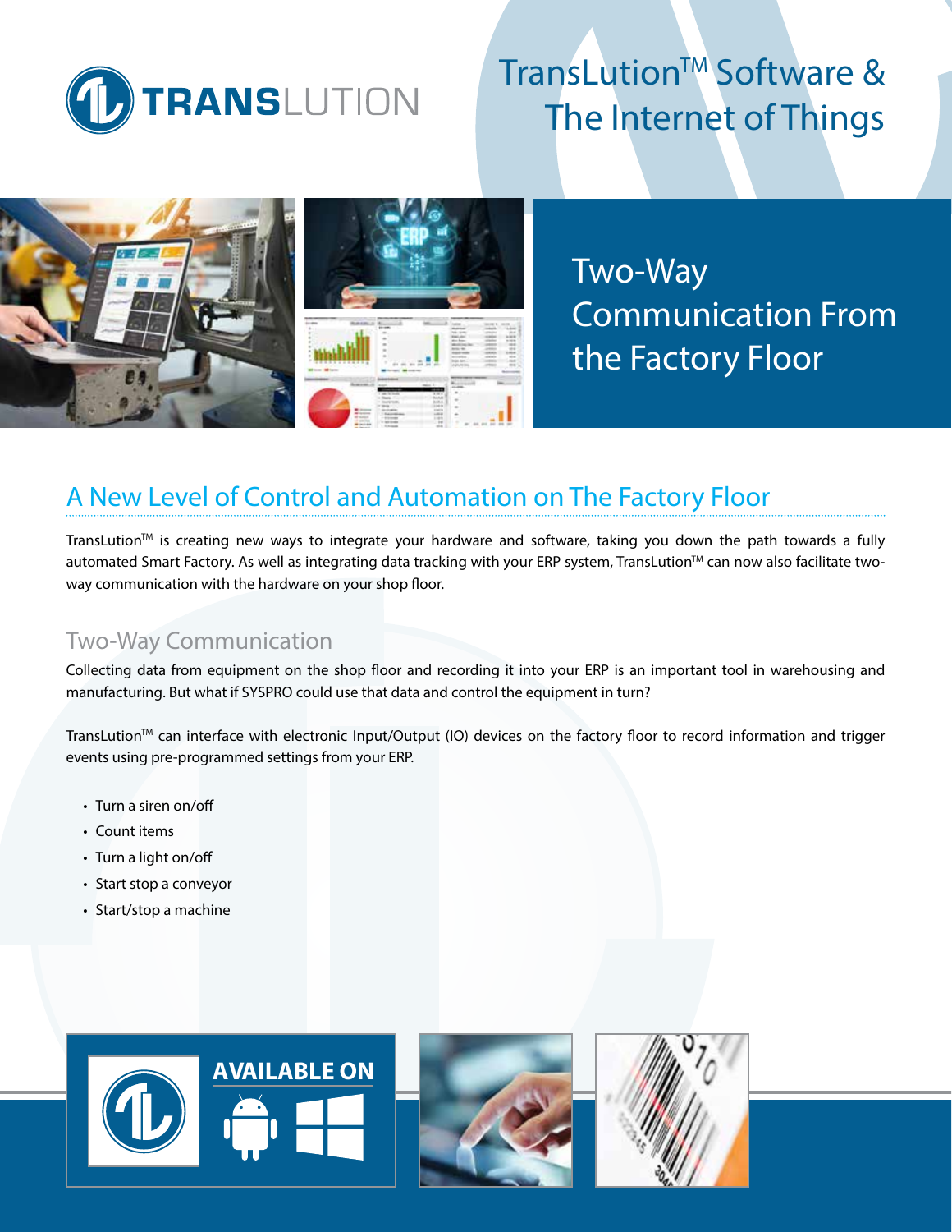# TransLution™ Software & The Internet of Things

## Two-Way Communication From the Factory Floor

## A New Level of Control and Automation on The Factory Floor

TransLution™ is creating new ways to integrate your hardware and software, taking you down the path towards a fully automated Smart Factory. As well as integrating data tracking with your ERP system, TransLution™ can now also facilitate two-way communication with the hardware on your shop floor.

### Two-Way Communication

Collecting data from equipment on the shop floor and recording it into your ERP is an important tool in warehousing and manufacturing. But what if SYSPRO could use that data and control the equipment in turn?

TransLution™ can interface with electronic Input/Output (IO) devices on the factory floor to record information and trigger events using pre-programmed settings from your ERP.

- Turn a siren on/off
- Count items
- Turn a light on/off
- Start stop a conveyor
- Start/stop a machine

**AVAILABLE ON**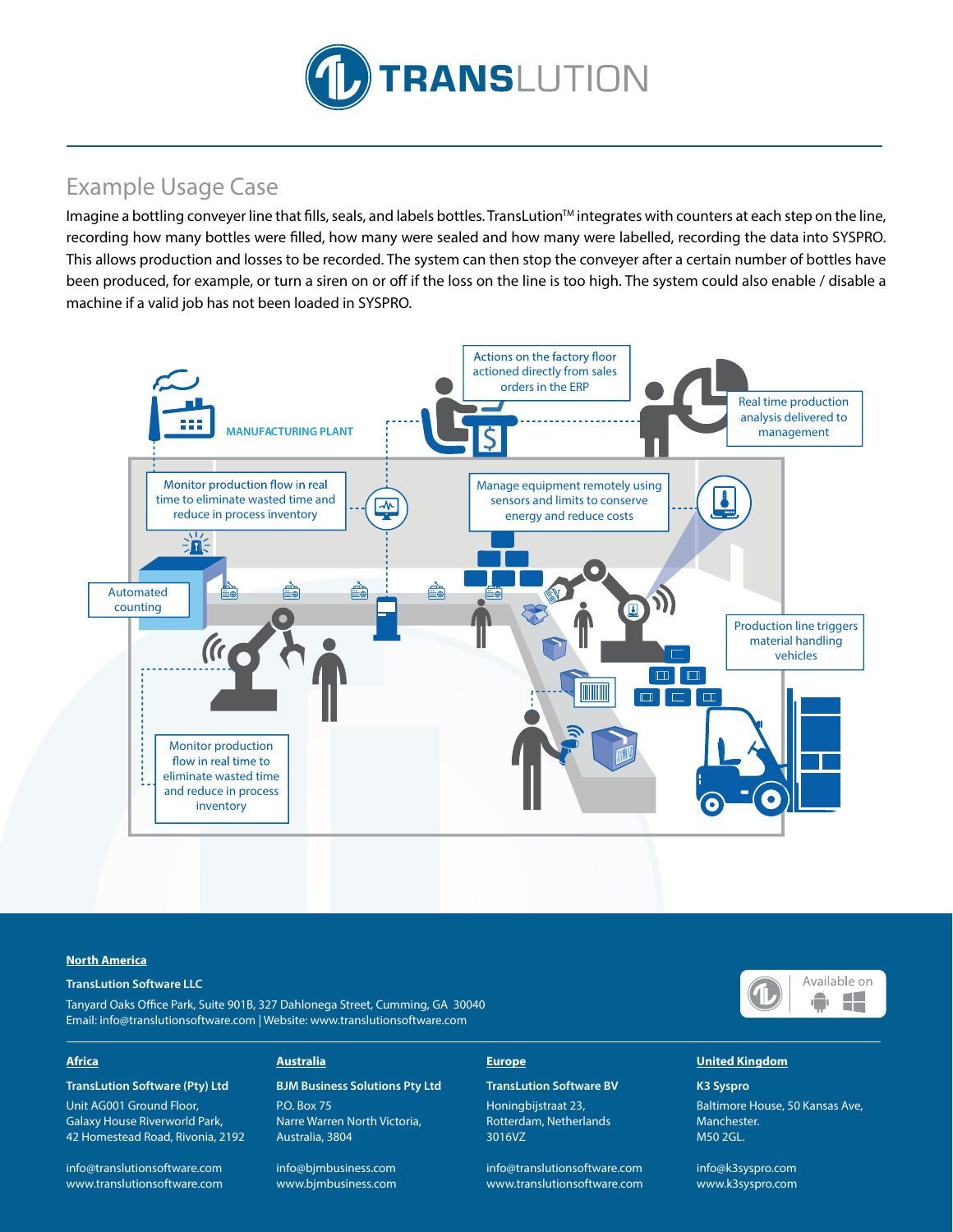# TRANSLUTION

## Example Usage Case

Imagine a bottling conveyer line that fills, seals, and labels bottles. TransLution™ integrates with counters at each step on the line, recording how many bottles were filled, how many were sealed and how many were labelled, recording the data into SYSPRO. This allows production and losses to be recorded. The system can then stop the conveyer after a certain number of bottles have been produced, for example, or turn a siren on or off if the loss on the line is too high. The system could also enable / disable a machine if a valid job has not been loaded in SYSPRO.

MANUFACTURING PLANT

Actions on the factory floor actioned directly from sales orders in the ERP

Real time production analysis delivered to management

Monitor production flow in real time to eliminate wasted time and reduce in process inventory

Manage equipment remotely using sensors and limits to conserve energy and reduce costs

Automated counting

Production line triggers material handling vehicles

Monitor production flow in real time to eliminate wasted time and reduce in process inventory

**North America**

**TransLution Software LLC**

Tanyard Oaks Office Park, Suite 901B, 327 Dahlonega Street, Cumming, GA 30040
Email: info@translutionsoftware.com | Website: www.translutionsoftware.com

Available on

**Africa**

**TransLution Software (Pty) Ltd**

Unit AG001 Ground Floor,
Galaxy House Riverworld Park,
42 Homestead Road, Rivonia, 2192

info@translutionsoftware.com
www.translutionsoftware.com

**Australia**

**BJM Business Solutions Pty Ltd**

P.O. Box 75
Narre Warren North Victoria,
Australia, 3804

info@bjmbusiness.com
www.bjmbusiness.com

**Europe**

**TransLution Software BV**

Honingbijstraat 23,
Rotterdam, Netherlands
3016VZ

info@translutionsoftware.com
www.translutionsoftware.com

**United Kingdom**

**K3 Syspro**

Baltimore House, 50 Kansas Ave,
Manchester.
M50 2GL.

info@k3syspro.com
www.k3syspro.com